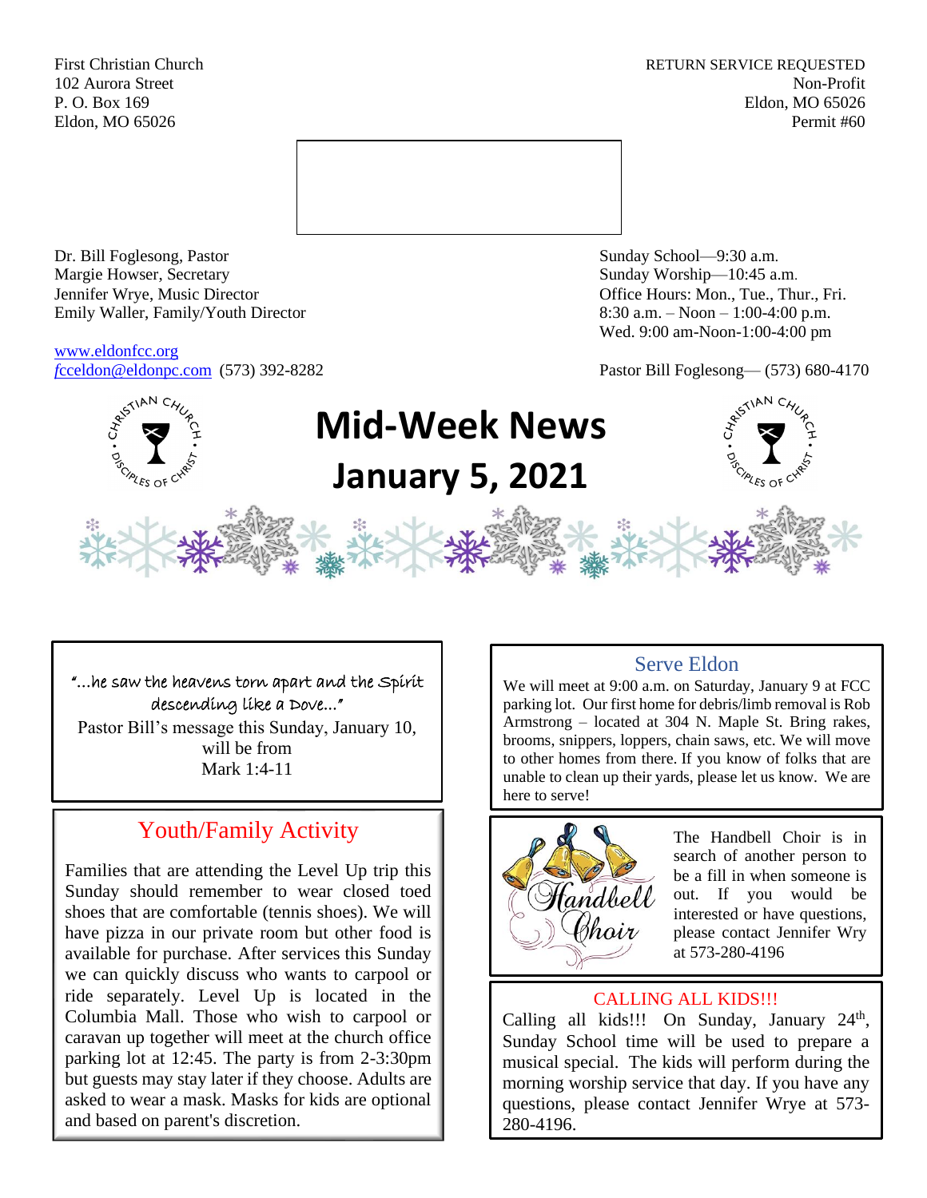First Christian Church
102 Aurora Street
P. O. Box 169
Eldon, MO 65026

RETURN SERVICE REQUESTED
Non-Profit
Eldon, MO 65026
Permit #60

Dr. Bill Foglesong, Pastor
Margie Howser, Secretary
Jennifer Wrye, Music Director
Emily Waller, Family/Youth Director

Sunday School—9:30 a.m.
Sunday Worship—10:45 a.m.
Office Hours: Mon., Tue., Thur., Fri.
8:30 a.m. – Noon – 1:00-4:00 p.m.
Wed. 9:00 am-Noon-1:00-4:00 pm

www.eldonfcc.org
fcceldon@eldonpc.com (573) 392-8282

Pastor Bill Foglesong— (573) 680-4170

# Mid-Week News
# January 5, 2021

"…he saw the heavens torn apart and the Spirit descending like a Dove…"

Pastor Bill's message this Sunday, January 10, will be from Mark 1:4-11

## Youth/Family Activity

Families that are attending the Level Up trip this Sunday should remember to wear closed toed shoes that are comfortable (tennis shoes). We will have pizza in our private room but other food is available for purchase. After services this Sunday we can quickly discuss who wants to carpool or ride separately. Level Up is located in the Columbia Mall. Those who wish to carpool or caravan up together will meet at the church office parking lot at 12:45. The party is from 2-3:30pm but guests may stay later if they choose. Adults are asked to wear a mask. Masks for kids are optional and based on parent's discretion.

## Serve Eldon

We will meet at 9:00 a.m. on Saturday, January 9 at FCC parking lot. Our first home for debris/limb removal is Rob Armstrong – located at 304 N. Maple St. Bring rakes, brooms, snippers, loppers, chain saws, etc. We will move to other homes from there. If you know of folks that are unable to clean up their yards, please let us know. We are here to serve!

## Handbell Choir

The Handbell Choir is in search of another person to be a fill in when someone is out. If you would be interested or have questions, please contact Jennifer Wry at 573-280-4196

## CALLING ALL KIDS!!!

Calling all kids!!! On Sunday, January 24th, Sunday School time will be used to prepare a musical special. The kids will perform during the morning worship service that day. If you have any questions, please contact Jennifer Wrye at 573-280-4196.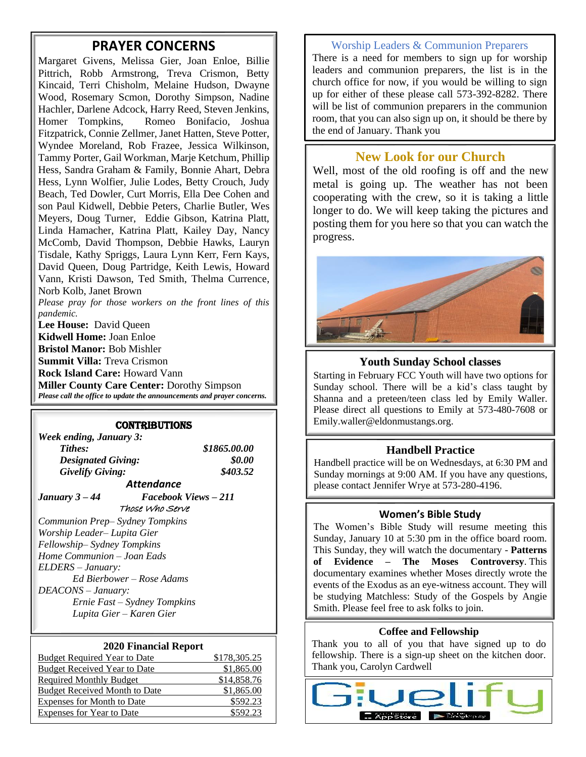## PRAYER CONCERNS

Margaret Givens, Melissa Gier, Joan Enloe, Billie Pittrich, Robb Armstrong, Treva Crismon, Betty Kincaid, Terri Chisholm, Melaine Hudson, Dwayne Wood, Rosemary Scmon, Dorothy Simpson, Nadine Hachler, Darlene Adcock, Harry Reed, Steven Jenkins, Homer Tompkins, Romeo Bonifacio, Joshua Fitzpatrick, Connie Zellmer, Janet Hatten, Steve Potter, Wyndee Moreland, Rob Frazee, Jessica Wilkinson, Tammy Porter, Gail Workman, Marje Ketchum, Phillip Hess, Sandra Graham & Family, Bonnie Ahart, Debra Hess, Lynn Wolfier, Julie Lodes, Betty Crouch, Judy Beach, Ted Dowler, Curt Morris, Ella Dee Cohen and son Paul Kidwell, Debbie Peters, Charlie Butler, Wes Meyers, Doug Turner, Eddie Gibson, Katrina Platt, Linda Hamacher, Katrina Platt, Kailey Day, Nancy McComb, David Thompson, Debbie Hawks, Lauryn Tisdale, Kathy Spriggs, Laura Lynn Kerr, Fern Kays, David Queen, Doug Partridge, Keith Lewis, Howard Vann, Kristi Dawson, Ted Smith, Thelma Currence, Norb Kolb, Janet Brown

*Please pray for those workers on the front lines of this pandemic.*

**Lee House:** David Queen
**Kidwell Home:** Joan Enloe
**Bristol Manor:** Bob Mishler
**Summit Villa:** Treva Crismon
**Rock Island Care:** Howard Vann
**Miller County Care Center:** Dorothy Simpson

***Please call the office to update the announcements and prayer concerns.***

## CONTRIBUTIONS

***Week ending, January 3:***

| | |
|---|---|
| ***Tithes:*** | ***$1865.00.00*** |
| ***Designated Giving:*** | ***$0.00*** |
| ***Givelify Giving:*** | ***$403.52*** |

### *Attendance*

***January 3 – 44*** ***Facebook Views – 211***

*Those Who Serve*

*Communion Prep– Sydney Tompkins*
*Worship Leader– Lupita Gier*
*Fellowship– Sydney Tompkins*
*Home Communion – Joan Eads*
*ELDERS – January:*
*Ed Bierbower – Rose Adams*
*DEACONS – January:*
*Ernie Fast – Sydney Tompkins*
*Lupita Gier – Karen Gier*

### 2020 Financial Report

| | |
|---|---|
| Budget Required Year to Date | $178,305.25 |
| Budget Received Year to Date | $1,865.00 |
| Required Monthly Budget | $14,858.76 |
| Budget Received Month to Date | $1,865.00 |
| Expenses for Month to Date | $592.23 |
| Expenses for Year to Date | $592.23 |

### Worship Leaders & Communion Preparers

There is a need for members to sign up for worship leaders and communion preparers, the list is in the church office for now, if you would be willing to sign up for either of these please call 573-392-8282. There will be list of communion preparers in the communion room, that you can also sign up on, it should be there by the end of January. Thank you

## New Look for our Church

Well, most of the old roofing is off and the new metal is going up. The weather has not been cooperating with the crew, so it is taking a little longer to do. We will keep taking the pictures and posting them for you here so that you can watch the progress.

### Youth Sunday School classes

Starting in February FCC Youth will have two options for Sunday school. There will be a kid's class taught by Shanna and a preteen/teen class led by Emily Waller. Please direct all questions to Emily at 573-480-7608 or Emily.waller@eldonmustangs.org.

### Handbell Practice

Handbell practice will be on Wednesdays, at 6:30 PM and Sunday mornings at 9:00 AM. If you have any questions, please contact Jennifer Wrye at 573-280-4196.

### Women's Bible Study

The Women's Bible Study will resume meeting this Sunday, January 10 at 5:30 pm in the office board room. This Sunday, they will watch the documentary - **Patterns of Evidence – The Moses Controversy**. This documentary examines whether Moses directly wrote the events of the Exodus as an eye-witness account. They will be studying Matchless: Study of the Gospels by Angie Smith. Please feel free to ask folks to join.

### Coffee and Fellowship

Thank you to all of you that have signed up to do fellowship. There is a sign-up sheet on the kitchen door. Thank you, Carolyn Cardwell

Givelify